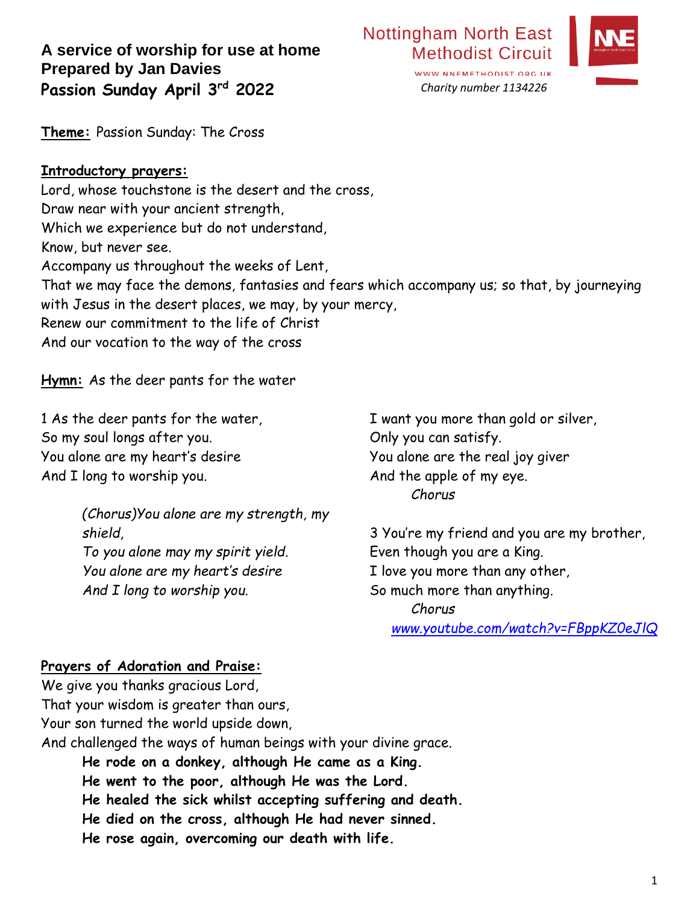**A service of worship for use at home**
**Prepared by Jan Davies**
**Passion Sunday April 3rd 2022**

Nottingham North East
Methodist Circuit
WWW.NNEMETHODIST.ORG.UK
*Charity number 1134226*

**Theme:** Passion Sunday: The Cross

**Introductory prayers:**

Lord, whose touchstone is the desert and the cross,
Draw near with your ancient strength,
Which we experience but do not understand,
Know, but never see.
Accompany us throughout the weeks of Lent,
That we may face the demons, fantasies and fears which accompany us; so that, by journeying with Jesus in the desert places, we may, by your mercy,
Renew our commitment to the life of Christ
And our vocation to the way of the cross

**Hymn:** As the deer pants for the water

1 As the deer pants for the water,
So my soul longs after you.
You alone are my heart's desire
And I long to worship you.

*(Chorus)You alone are my strength, my shield,*
*To you alone may my spirit yield.*
*You alone are my heart's desire*
*And I long to worship you.*

I want you more than gold or silver,
Only you can satisfy.
You alone are the real joy giver
And the apple of my eye.
*Chorus*

3 You're my friend and you are my brother,
Even though you are a King.
I love you more than any other,
So much more than anything.
*Chorus*

*www.youtube.com/watch?v=FBppKZ0eJlQ*

**Prayers of Adoration and Praise:**

We give you thanks gracious Lord,
That your wisdom is greater than ours,
Your son turned the world upside down,
And challenged the ways of human beings with your divine grace.

**He rode on a donkey, although He came as a King.**
**He went to the poor, although He was the Lord.**
**He healed the sick whilst accepting suffering and death.**
**He died on the cross, although He had never sinned.**
**He rose again, overcoming our death with life.**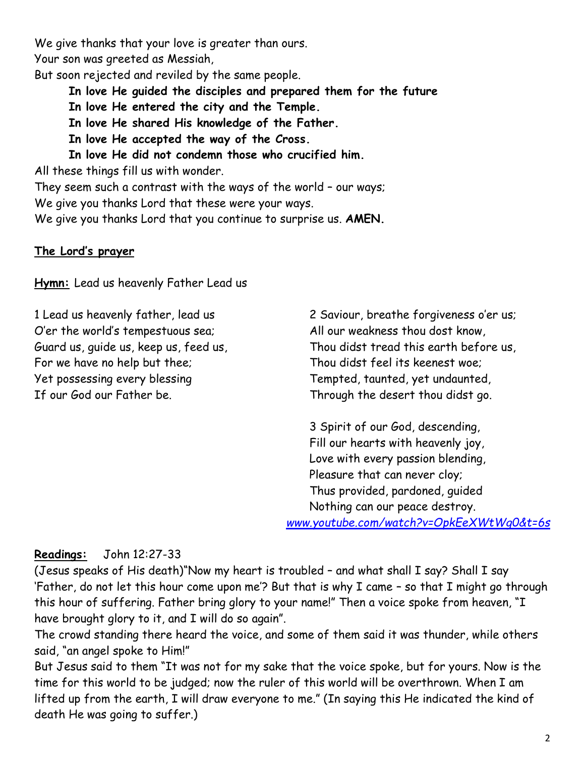We give thanks that your love is greater than ours.
Your son was greeted as Messiah,
But soon rejected and reviled by the same people.

**In love He guided the disciples and prepared them for the future**
**In love He entered the city and the Temple.**
**In love He shared His knowledge of the Father.**
**In love He accepted the way of the Cross.**
**In love He did not condemn those who crucified him.**

All these things fill us with wonder.
They seem such a contrast with the ways of the world – our ways;
We give you thanks Lord that these were your ways.
We give you thanks Lord that you continue to surprise us. **AMEN.**

**The Lord's prayer**

**Hymn:** Lead us heavenly Father Lead us

1 Lead us heavenly father, lead us
O'er the world's tempestuous sea;
Guard us, guide us, keep us, feed us,
For we have no help but thee;
Yet possessing every blessing
If our God our Father be.

2 Saviour, breathe forgiveness o'er us;
All our weakness thou dost know,
Thou didst tread this earth before us,
Thou didst feel its keenest woe;
Tempted, taunted, yet undaunted,
Through the desert thou didst go.

3 Spirit of our God, descending,
Fill our hearts with heavenly joy,
Love with every passion blending,
Pleasure that can never cloy;
Thus provided, pardoned, guided
Nothing can our peace destroy.

*www.youtube.com/watch?v=OpkEeXWtWg0&t=6s*

**Readings:** John 12:27-33

(Jesus speaks of His death)"Now my heart is troubled – and what shall I say? Shall I say 'Father, do not let this hour come upon me'? But that is why I came – so that I might go through this hour of suffering. Father bring glory to your name!" Then a voice spoke from heaven, "I have brought glory to it, and I will do so again".

The crowd standing there heard the voice, and some of them said it was thunder, while others said, "an angel spoke to Him!"

But Jesus said to them "It was not for my sake that the voice spoke, but for yours. Now is the time for this world to be judged; now the ruler of this world will be overthrown. When I am lifted up from the earth, I will draw everyone to me." (In saying this He indicated the kind of death He was going to suffer.)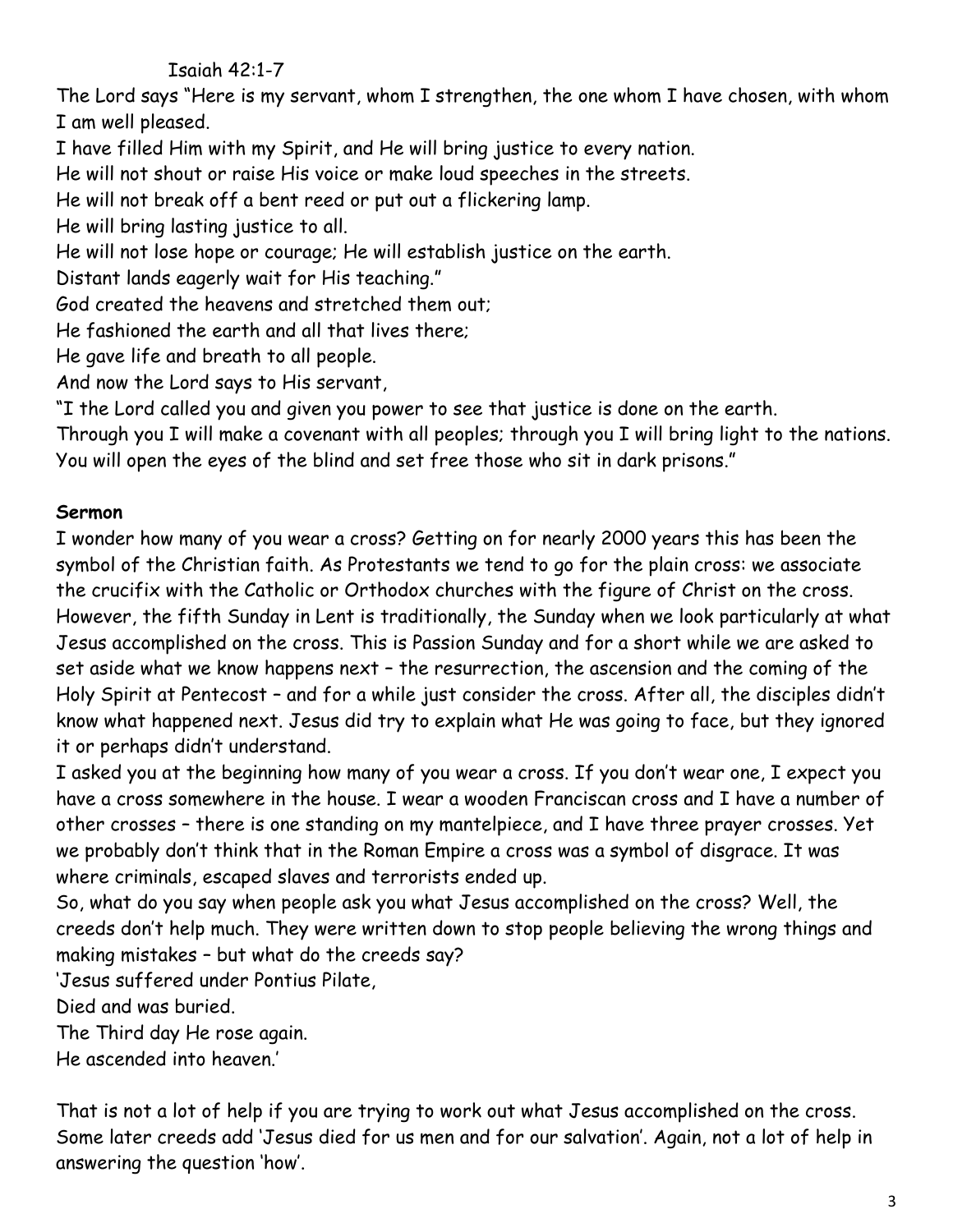Isaiah 42:1-7

The Lord says "Here is my servant, whom I strengthen, the one whom I have chosen, with whom I am well pleased.
I have filled Him with my Spirit, and He will bring justice to every nation.
He will not shout or raise His voice or make loud speeches in the streets.
He will not break off a bent reed or put out a flickering lamp.
He will bring lasting justice to all.
He will not lose hope or courage; He will establish justice on the earth.
Distant lands eagerly wait for His teaching."
God created the heavens and stretched them out;
He fashioned the earth and all that lives there;
He gave life and breath to all people.
And now the Lord says to His servant,
"I the Lord called you and given you power to see that justice is done on the earth.
Through you I will make a covenant with all peoples; through you I will bring light to the nations.
You will open the eyes of the blind and set free those who sit in dark prisons."

**Sermon**

I wonder how many of you wear a cross? Getting on for nearly 2000 years this has been the symbol of the Christian faith. As Protestants we tend to go for the plain cross: we associate the crucifix with the Catholic or Orthodox churches with the figure of Christ on the cross. However, the fifth Sunday in Lent is traditionally, the Sunday when we look particularly at what Jesus accomplished on the cross. This is Passion Sunday and for a short while we are asked to set aside what we know happens next – the resurrection, the ascension and the coming of the Holy Spirit at Pentecost – and for a while just consider the cross. After all, the disciples didn't know what happened next. Jesus did try to explain what He was going to face, but they ignored it or perhaps didn't understand.
I asked you at the beginning how many of you wear a cross. If you don't wear one, I expect you have a cross somewhere in the house. I wear a wooden Franciscan cross and I have a number of other crosses – there is one standing on my mantelpiece, and I have three prayer crosses. Yet we probably don't think that in the Roman Empire a cross was a symbol of disgrace. It was where criminals, escaped slaves and terrorists ended up.
So, what do you say when people ask you what Jesus accomplished on the cross? Well, the creeds don't help much. They were written down to stop people believing the wrong things and making mistakes – but what do the creeds say?
'Jesus suffered under Pontius Pilate,
Died and was buried.
The Third day He rose again.
He ascended into heaven.'

That is not a lot of help if you are trying to work out what Jesus accomplished on the cross. Some later creeds add 'Jesus died for us men and for our salvation'. Again, not a lot of help in answering the question 'how'.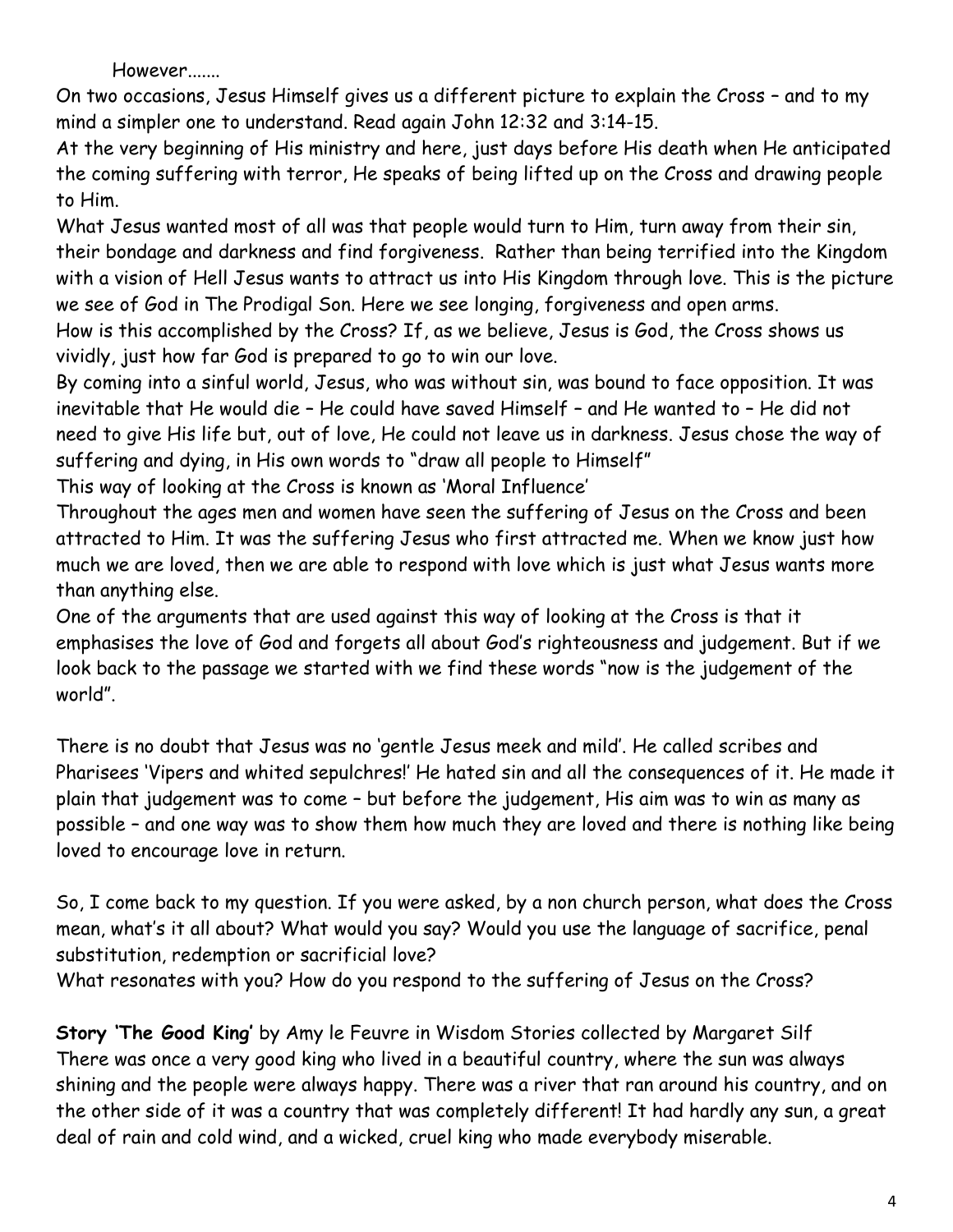However.......

On two occasions, Jesus Himself gives us a different picture to explain the Cross – and to my mind a simpler one to understand. Read again John 12:32 and 3:14-15.

At the very beginning of His ministry and here, just days before His death when He anticipated the coming suffering with terror, He speaks of being lifted up on the Cross and drawing people to Him.

What Jesus wanted most of all was that people would turn to Him, turn away from their sin, their bondage and darkness and find forgiveness. Rather than being terrified into the Kingdom with a vision of Hell Jesus wants to attract us into His Kingdom through love. This is the picture we see of God in The Prodigal Son. Here we see longing, forgiveness and open arms.

How is this accomplished by the Cross? If, as we believe, Jesus is God, the Cross shows us vividly, just how far God is prepared to go to win our love.

By coming into a sinful world, Jesus, who was without sin, was bound to face opposition. It was inevitable that He would die – He could have saved Himself – and He wanted to – He did not need to give His life but, out of love, He could not leave us in darkness. Jesus chose the way of suffering and dying, in His own words to "draw all people to Himself"

This way of looking at the Cross is known as 'Moral Influence'

Throughout the ages men and women have seen the suffering of Jesus on the Cross and been attracted to Him. It was the suffering Jesus who first attracted me. When we know just how much we are loved, then we are able to respond with love which is just what Jesus wants more than anything else.

One of the arguments that are used against this way of looking at the Cross is that it emphasises the love of God and forgets all about God's righteousness and judgement. But if we look back to the passage we started with we find these words "now is the judgement of the world".

There is no doubt that Jesus was no 'gentle Jesus meek and mild'. He called scribes and Pharisees 'Vipers and whited sepulchres!' He hated sin and all the consequences of it. He made it plain that judgement was to come – but before the judgement, His aim was to win as many as possible – and one way was to show them how much they are loved and there is nothing like being loved to encourage love in return.

So, I come back to my question. If you were asked, by a non church person, what does the Cross mean, what's it all about? What would you say? Would you use the language of sacrifice, penal substitution, redemption or sacrificial love?

What resonates with you? How do you respond to the suffering of Jesus on the Cross?

**Story 'The Good King'** by Amy le Feuvre in Wisdom Stories collected by Margaret Silf

There was once a very good king who lived in a beautiful country, where the sun was always shining and the people were always happy. There was a river that ran around his country, and on the other side of it was a country that was completely different! It had hardly any sun, a great deal of rain and cold wind, and a wicked, cruel king who made everybody miserable.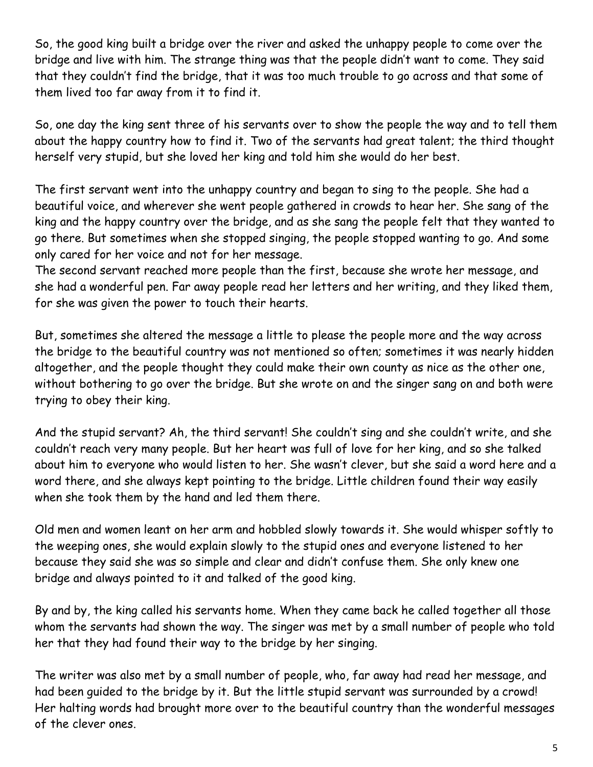So, the good king built a bridge over the river and asked the unhappy people to come over the bridge and live with him. The strange thing was that the people didn't want to come. They said that they couldn't find the bridge, that it was too much trouble to go across and that some of them lived too far away from it to find it.

So, one day the king sent three of his servants over to show the people the way and to tell them about the happy country how to find it. Two of the servants had great talent; the third thought herself very stupid, but she loved her king and told him she would do her best.

The first servant went into the unhappy country and began to sing to the people. She had a beautiful voice, and wherever she went people gathered in crowds to hear her. She sang of the king and the happy country over the bridge, and as she sang the people felt that they wanted to go there. But sometimes when she stopped singing, the people stopped wanting to go. And some only cared for her voice and not for her message.

The second servant reached more people than the first, because she wrote her message, and she had a wonderful pen. Far away people read her letters and her writing, and they liked them, for she was given the power to touch their hearts.

But, sometimes she altered the message a little to please the people more and the way across the bridge to the beautiful country was not mentioned so often; sometimes it was nearly hidden altogether, and the people thought they could make their own county as nice as the other one, without bothering to go over the bridge. But she wrote on and the singer sang on and both were trying to obey their king.

And the stupid servant? Ah, the third servant! She couldn't sing and she couldn't write, and she couldn't reach very many people. But her heart was full of love for her king, and so she talked about him to everyone who would listen to her. She wasn't clever, but she said a word here and a word there, and she always kept pointing to the bridge. Little children found their way easily when she took them by the hand and led them there.

Old men and women leant on her arm and hobbled slowly towards it. She would whisper softly to the weeping ones, she would explain slowly to the stupid ones and everyone listened to her because they said she was so simple and clear and didn't confuse them. She only knew one bridge and always pointed to it and talked of the good king.

By and by, the king called his servants home. When they came back he called together all those whom the servants had shown the way. The singer was met by a small number of people who told her that they had found their way to the bridge by her singing.

The writer was also met by a small number of people, who, far away had read her message, and had been guided to the bridge by it. But the little stupid servant was surrounded by a crowd! Her halting words had brought more over to the beautiful country than the wonderful messages of the clever ones.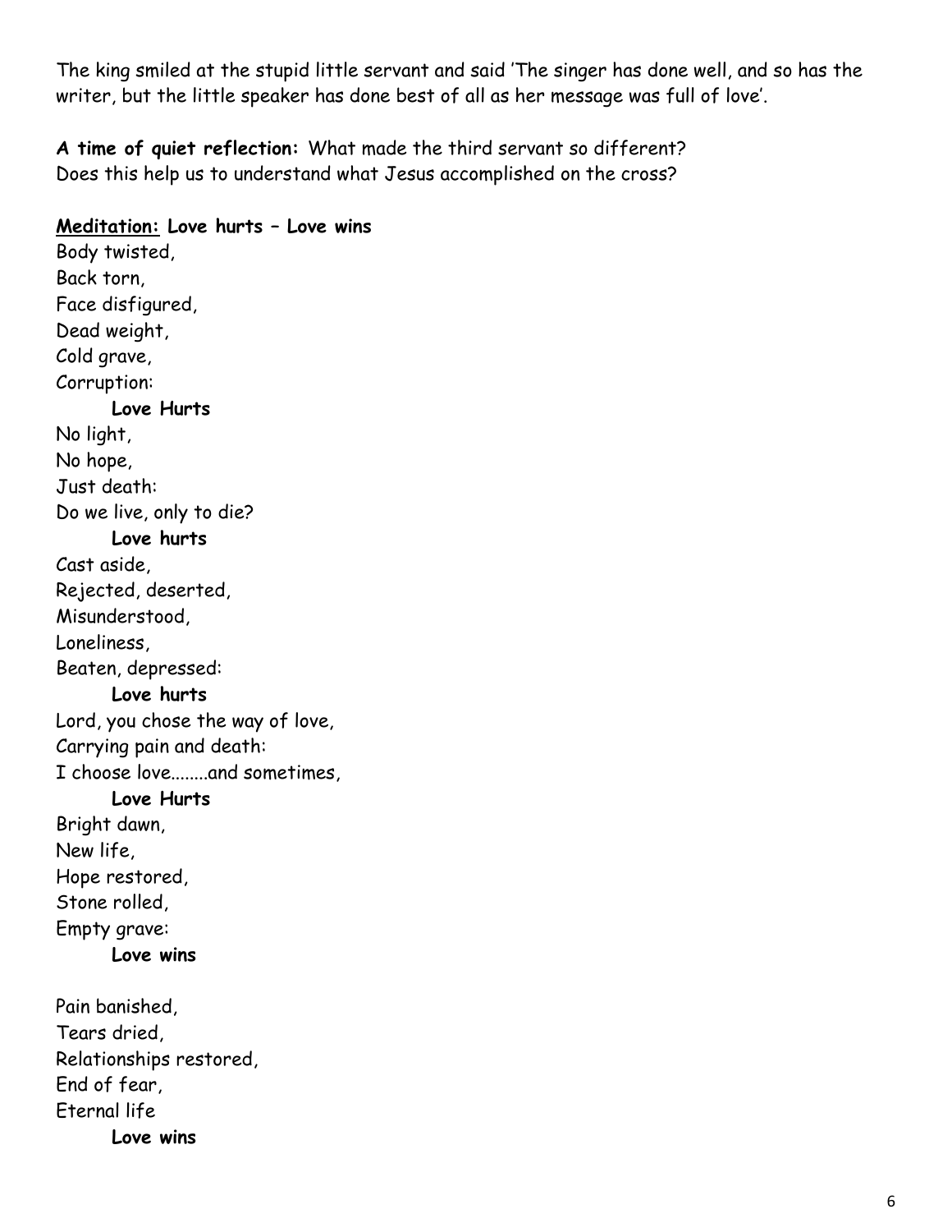The king smiled at the stupid little servant and said 'The singer has done well, and so has the writer, but the little speaker has done best of all as her message was full of love'.

**A time of quiet reflection:** What made the third servant so different?
Does this help us to understand what Jesus accomplished on the cross?

**<u>Meditation:</u> Love hurts – Love wins**

Body twisted,
Back torn,
Face disfigured,
Dead weight,
Cold grave,
Corruption:

&nbsp;&nbsp;&nbsp;&nbsp;**Love Hurts**

No light,
No hope,
Just death:
Do we live, only to die?

&nbsp;&nbsp;&nbsp;&nbsp;**Love hurts**

Cast aside,
Rejected, deserted,
Misunderstood,
Loneliness,
Beaten, depressed:

&nbsp;&nbsp;&nbsp;&nbsp;**Love hurts**

Lord, you chose the way of love,
Carrying pain and death:
I choose love........and sometimes,

&nbsp;&nbsp;&nbsp;&nbsp;**Love Hurts**

Bright dawn,
New life,
Hope restored,
Stone rolled,
Empty grave:

&nbsp;&nbsp;&nbsp;&nbsp;**Love wins**

Pain banished,
Tears dried,
Relationships restored,
End of fear,
Eternal life

&nbsp;&nbsp;&nbsp;&nbsp;**Love wins**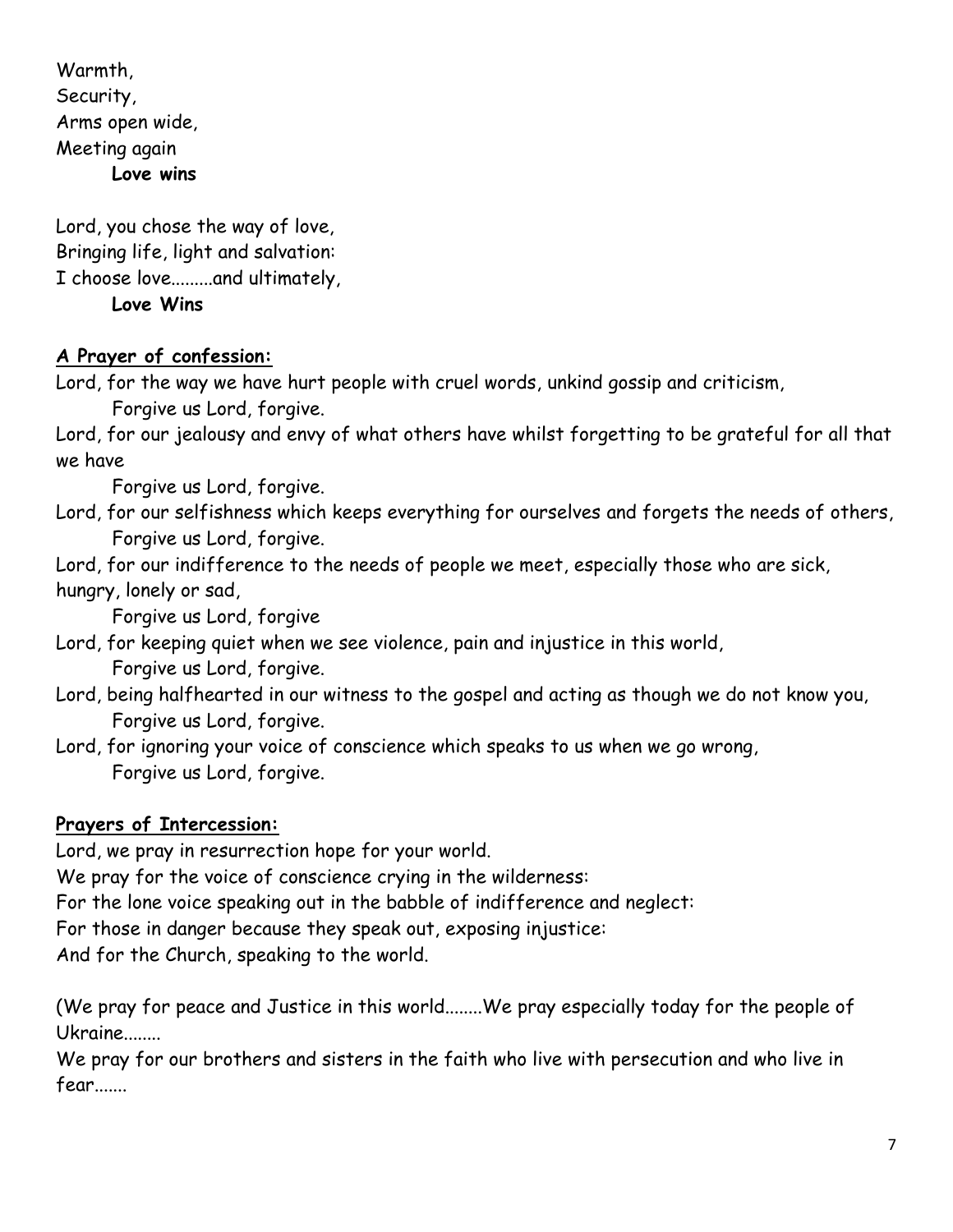Warmth,
Security,
Arms open wide,
Meeting again

**Love wins**

Lord, you chose the way of love,
Bringing life, light and salvation:
I choose love.........and ultimately,

**Love Wins**

**A Prayer of confession:**

Lord, for the way we have hurt people with cruel words, unkind gossip and criticism,
Forgive us Lord, forgive.

Lord, for our jealousy and envy of what others have whilst forgetting to be grateful for all that we have
Forgive us Lord, forgive.

Lord, for our selfishness which keeps everything for ourselves and forgets the needs of others,
Forgive us Lord, forgive.

Lord, for our indifference to the needs of people we meet, especially those who are sick, hungry, lonely or sad,
Forgive us Lord, forgive

Lord, for keeping quiet when we see violence, pain and injustice in this world,
Forgive us Lord, forgive.

Lord, being halfhearted in our witness to the gospel and acting as though we do not know you,
Forgive us Lord, forgive.

Lord, for ignoring your voice of conscience which speaks to us when we go wrong,
Forgive us Lord, forgive.

**Prayers of Intercession:**

Lord, we pray in resurrection hope for your world.
We pray for the voice of conscience crying in the wilderness:
For the lone voice speaking out in the babble of indifference and neglect:
For those in danger because they speak out, exposing injustice:
And for the Church, speaking to the world.

(We pray for peace and Justice in this world........We pray especially today for the people of Ukraine........
We pray for our brothers and sisters in the faith who live with persecution and who live in fear.......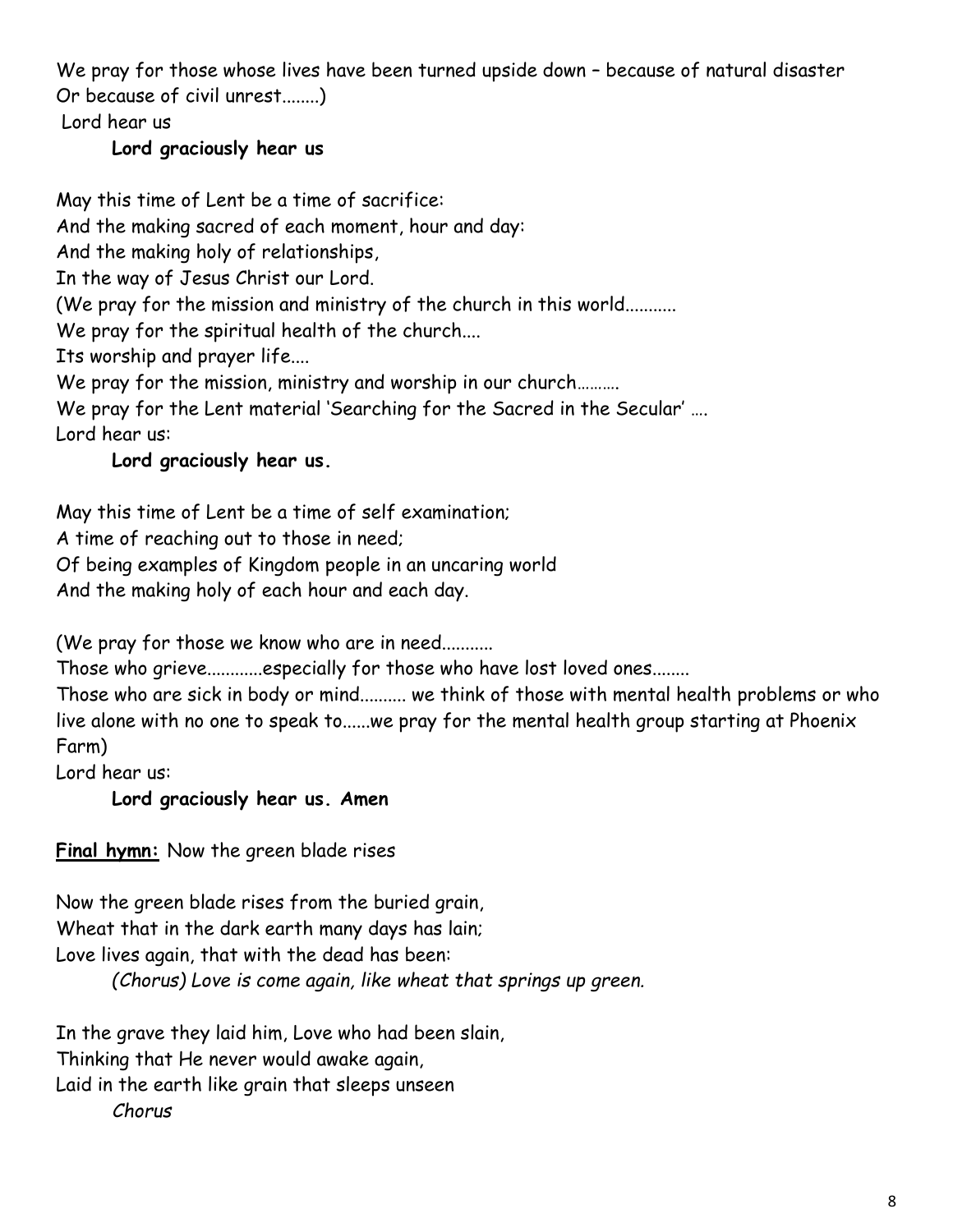We pray for those whose lives have been turned upside down – because of natural disaster
Or because of civil unrest........)
Lord hear us

**Lord graciously hear us**

May this time of Lent be a time of sacrifice:
And the making sacred of each moment, hour and day:
And the making holy of relationships,
In the way of Jesus Christ our Lord.
(We pray for the mission and ministry of the church in this world...........
We pray for the spiritual health of the church....
Its worship and prayer life....
We pray for the mission, ministry and worship in our church……….
We pray for the Lent material 'Searching for the Sacred in the Secular' ….
Lord hear us:

**Lord graciously hear us.**

May this time of Lent be a time of self examination;
A time of reaching out to those in need;
Of being examples of Kingdom people in an uncaring world
And the making holy of each hour and each day.

(We pray for those we know who are in need...........
Those who grieve............especially for those who have lost loved ones........
Those who are sick in body or mind.......... we think of those with mental health problems or who live alone with no one to speak to......we pray for the mental health group starting at Phoenix Farm)
Lord hear us:

**Lord graciously hear us. Amen**

**Final hymn:** Now the green blade rises

Now the green blade rises from the buried grain,
Wheat that in the dark earth many days has lain;
Love lives again, that with the dead has been:
*(Chorus) Love is come again, like wheat that springs up green.*

In the grave they laid him, Love who had been slain,
Thinking that He never would awake again,
Laid in the earth like grain that sleeps unseen
*Chorus*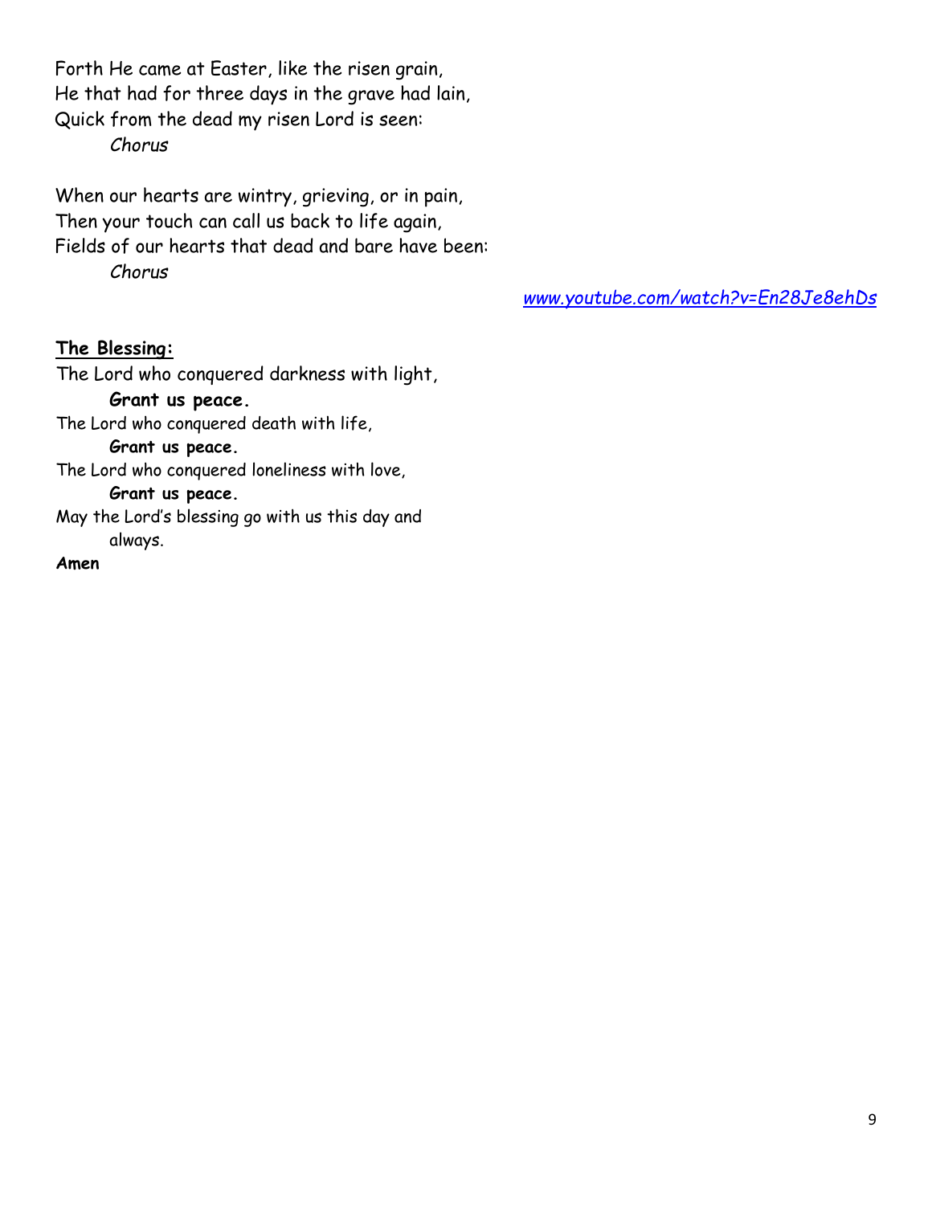Forth He came at Easter, like the risen grain,
He that had for three days in the grave had lain,
Quick from the dead my risen Lord is seen:
*Chorus*

When our hearts are wintry, grieving, or in pain,
Then your touch can call us back to life again,
Fields of our hearts that dead and bare have been:
*Chorus*

*www.youtube.com/watch?v=En28Je8ehDs*

**The Blessing:**

The Lord who conquered darkness with light,
**Grant us peace.**
The Lord who conquered death with life,
**Grant us peace.**
The Lord who conquered loneliness with love,
**Grant us peace.**
May the Lord's blessing go with us this day and always.
**Amen**